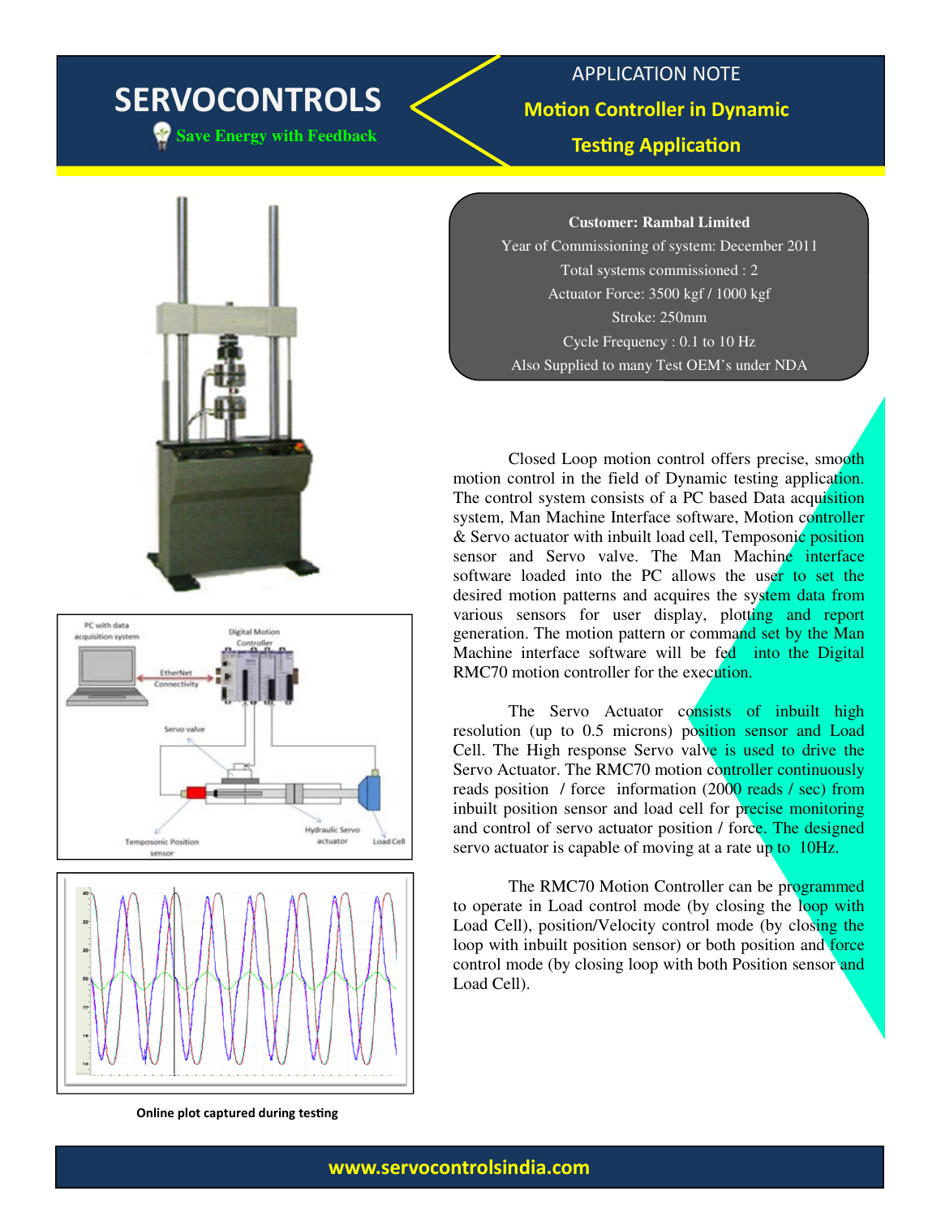# SERVOCONTROLS

Save Energy with Feedback

APPLICATION NOTE

## Motion Controller in Dynamic Testing Application

**Customer: Rambal Limited**
Year of Commissioning of system: December 2011
Total systems commissioned : 2
Actuator Force: 3500 kgf / 1000 kgf
Stroke: 250mm
Cycle Frequency : 0.1 to 10 Hz
Also Supplied to many Test OEM's under NDA

Closed Loop motion control offers precise, smooth motion control in the field of Dynamic testing application. The control system consists of a PC based Data acquisition system, Man Machine Interface software, Motion controller & Servo actuator with inbuilt load cell, Temposonic position sensor and Servo valve. The Man Machine interface software loaded into the PC allows the user to set the desired motion patterns and acquires the system data from various sensors for user display, plotting and report generation. The motion pattern or command set by the Man Machine interface software will be fed into the Digital RMC70 motion controller for the execution.

The Servo Actuator consists of inbuilt high resolution (up to 0.5 microns) position sensor and Load Cell. The High response Servo valve is used to drive the Servo Actuator. The RMC70 motion controller continuously reads position / force information (2000 reads / sec) from inbuilt position sensor and load cell for precise monitoring and control of servo actuator position / force. The designed servo actuator is capable of moving at a rate up to 10Hz.

The RMC70 Motion Controller can be programmed to operate in Load control mode (by closing the loop with Load Cell), position/Velocity control mode (by closing the loop with inbuilt position sensor) or both position and force control mode (by closing loop with both Position sensor and Load Cell).

PC with data acquisition system — EtherNet Connectivity — Digital Motion Controller — Servo valve — Temposonic Position sensor — Hydraulic Servo actuator — Load Cell

Online plot captured during testing

www.servocontrolsindia.com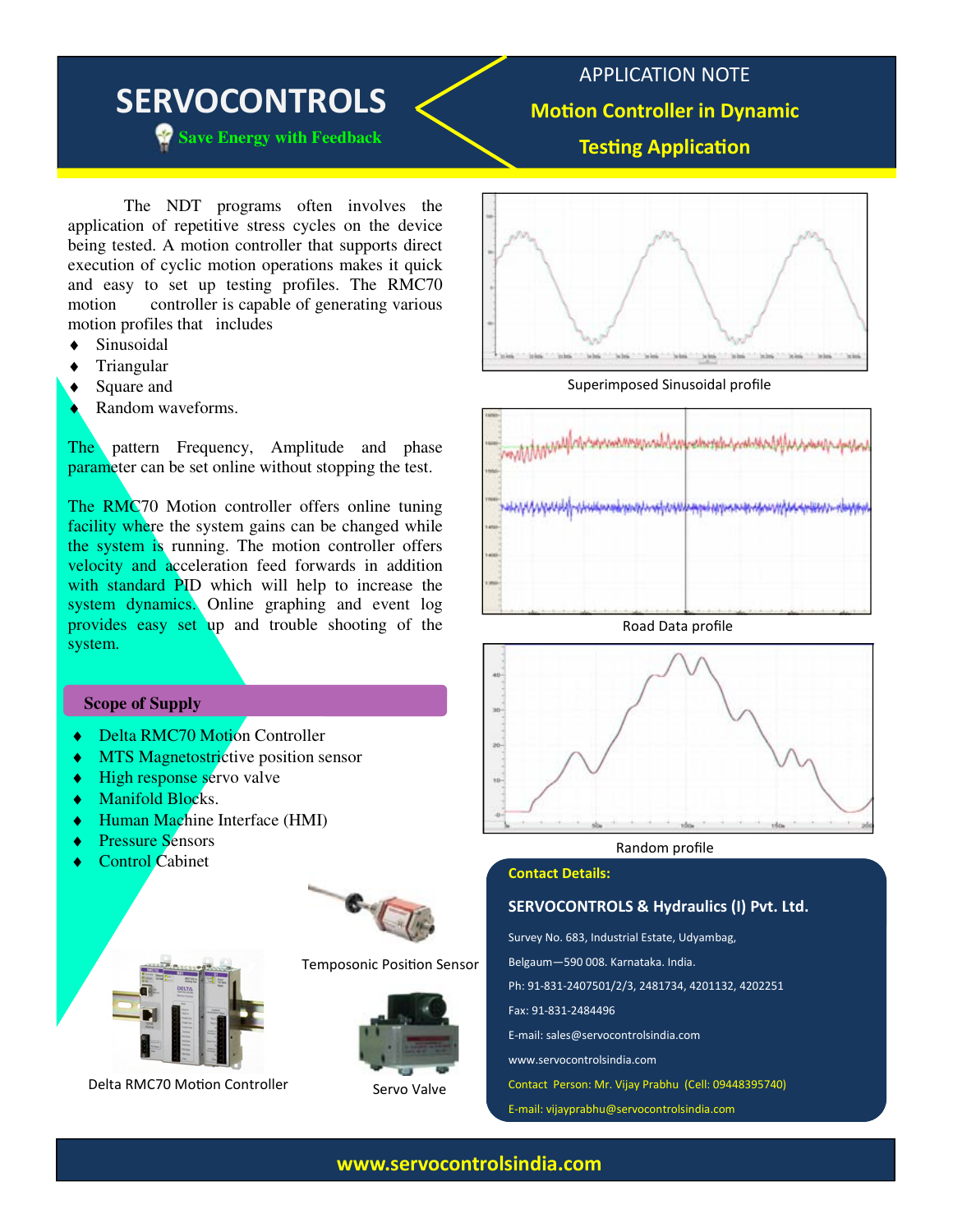# SERVOCONTROLS

Save Energy with Feedback

## APPLICATION NOTE

## Motion Controller in Dynamic Testing Application

The NDT programs often involves the application of repetitive stress cycles on the device being tested. A motion controller that supports direct execution of cyclic motion operations makes it quick and easy to set up testing profiles. The RMC70 motion controller is capable of generating various motion profiles that includes

- Sinusoidal
- Triangular
- Square and
- Random waveforms.

The pattern Frequency, Amplitude and phase parameter can be set online without stopping the test.

The RMC70 Motion controller offers online tuning facility where the system gains can be changed while the system is running. The motion controller offers velocity and acceleration feed forwards in addition with standard PID which will help to increase the system dynamics. Online graphing and event log provides easy set up and trouble shooting of the system.

Superimposed Sinusoidal profile

Road Data profile

Random profile

### Scope of Supply

- Delta RMC70 Motion Controller
- MTS Magnetostrictive position sensor
- High response servo valve
- Manifold Blocks.
- Human Machine Interface (HMI)
- Pressure Sensors
- Control Cabinet

Temposonic Position Sensor

Delta RMC70 Motion Controller

Servo Valve

**Contact Details:**

**SERVOCONTROLS & Hydraulics (I) Pvt. Ltd.**

Survey No. 683, Industrial Estate, Udyambag,

Belgaum—590 008. Karnataka. India.

Ph: 91-831-2407501/2/3, 2481734, 4201132, 4202251

Fax: 91-831-2484496

E-mail: sales@servocontrolsindia.com

www.servocontrolsindia.com

Contact Person: Mr. Vijay Prabhu (Cell: 09448395740)

E-mail: vijayprabhu@servocontrolsindia.com

**www.servocontrolsindia.com**